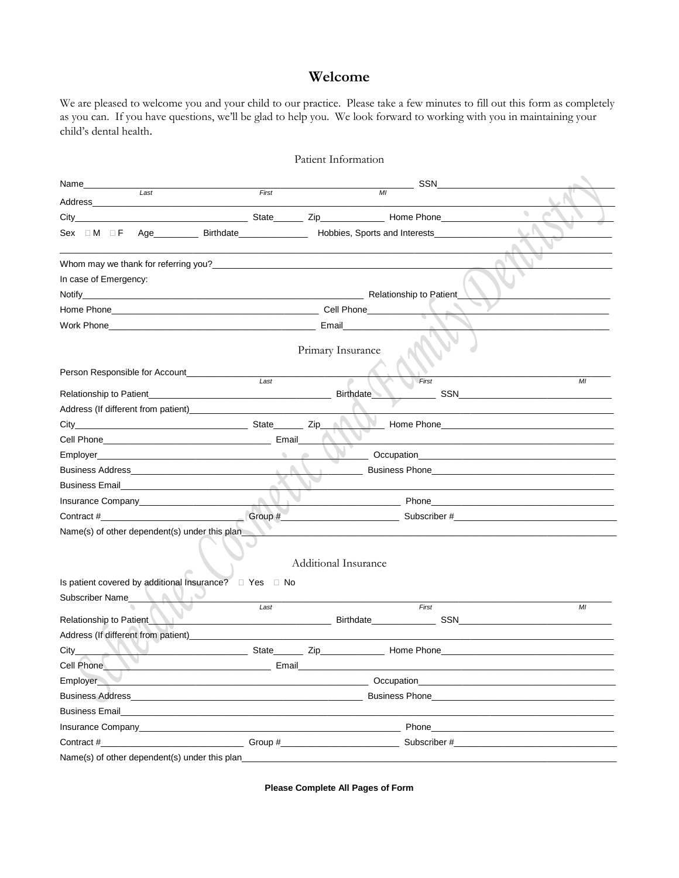# Welcome

We are pleased to welcome you and your child to our practice. Please take a few minutes to fill out this form as completely as you can. If you have questions, we'll be glad to help you. We look forward to working with you in maintaining your child's dental health.

## Patient Information

Name________________________________________________________ SSN____________________
Last First MI

Address________________________________________________________________________________

City______________________ State______ Zip____________ Home Phone______________________

Sex ☐ M ☐ F Age_________ Birthdate______________ Hobbies, Sports and Interests____________

________________________________________________________________________________________

Whom may we thank for referring you?_______________________________________________________

In case of Emergency:

Notify__________________________________________ Relationship to Patient________________

Home Phone______________________________________ Cell Phone___________________________

Work Phone______________________________________ Email________________________________

## Primary Insurance

Person Responsible for Account_____________________________________________________________
Last First MI

Relationship to Patient__________________________ Birthdate____________ SSN__________________

Address (If different from patient)_______________________________________________________

City______________________ State______ Zip____________ Home Phone______________________

Cell Phone____________________________ Email_____________________________________________

Employer________________________________________ Occupation___________________________

Business Address________________________________ Business Phone________________________

Business Email_________________________________________________________________________

Insurance Company_______________________________________ Phone_______________________

Contract #______________________ Group #____________________ Subscriber #____________________

Name(s) of other dependent(s) under this plan_______________________________________________

## Additional Insurance

Is patient covered by additional Insurance? ☐ Yes ☐ No

Subscriber Name___________________________________________________________________________
Last First MI

Relationship to Patient__________________________ Birthdate____________ SSN__________________

Address (If different from patient)_______________________________________________________

City______________________ State______ Zip____________ Home Phone______________________

Cell Phone____________________________ Email_____________________________________________

Employer________________________________________ Occupation___________________________

Business Address________________________________ Business Phone________________________

Business Email_________________________________________________________________________

Insurance Company_______________________________________ Phone_______________________

Contract #______________________ Group #____________________ Subscriber #____________________

Name(s) of other dependent(s) under this plan_______________________________________________

**Please Complete All Pages of Form**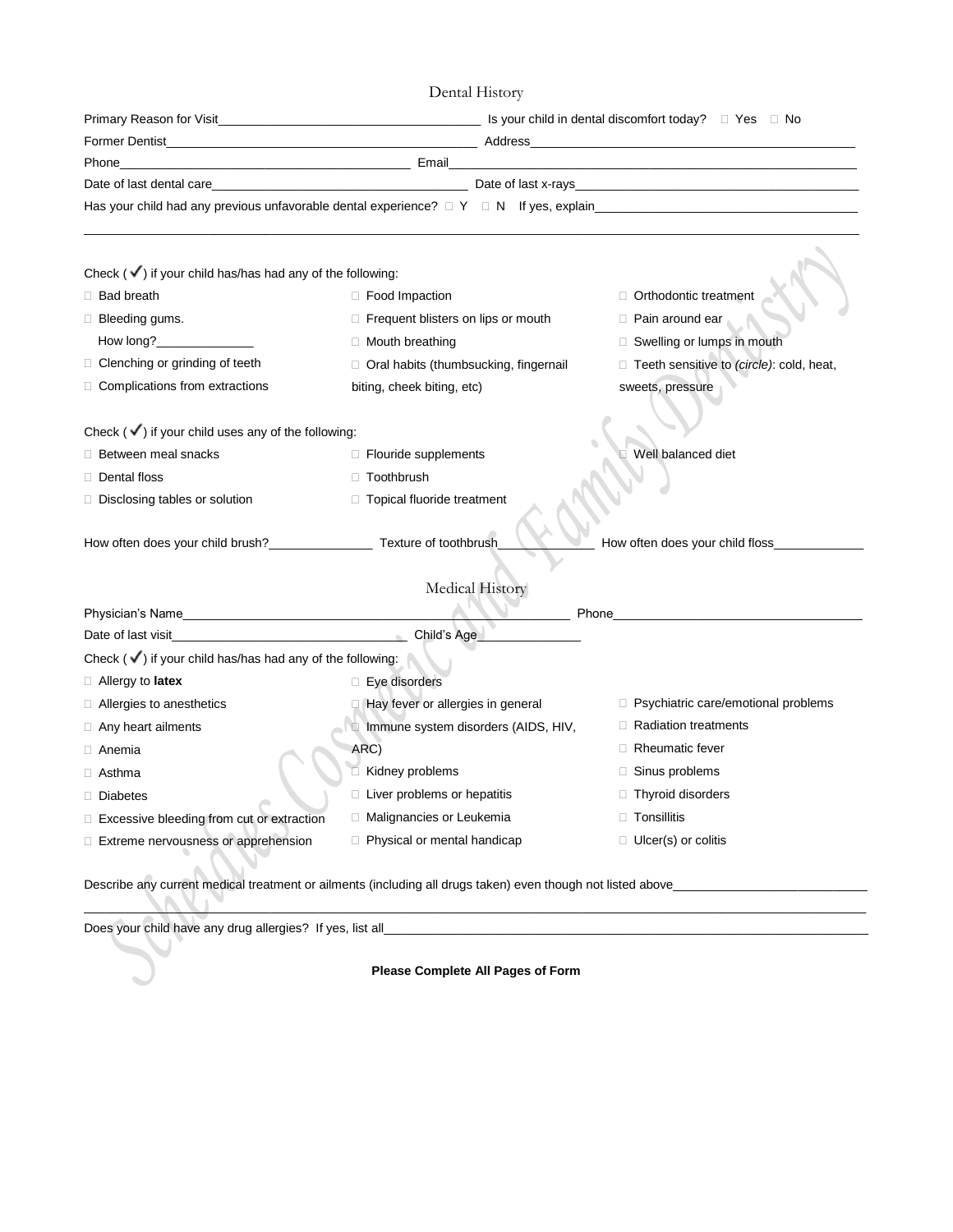## Dental History

Primary Reason for Visit______________________________________ Is your child in dental discomfort today? ☐ Yes ☐ No

Former Dentist_____________________________________________ Address_______________________________________________

Phone_________________________________________ Email__________________________________________________________

Date of last dental care____________________________________ Date of last x-rays________________________________________

Has your child had any previous unfavorable dental experience? ☐ Y ☐ N If yes, explain_____________________________________

_____________________________________________________________________________________________________________

Check (✓) if your child has/has had any of the following:

- ☐ Bad breath
- ☐ Bleeding gums. How long?______________
- ☐ Clenching or grinding of teeth
- ☐ Complications from extractions
- ☐ Food Impaction
- ☐ Frequent blisters on lips or mouth
- ☐ Mouth breathing
- ☐ Oral habits (thumbsucking, fingernail biting, cheek biting, etc)
- ☐ Orthodontic treatment
- ☐ Pain around ear
- ☐ Swelling or lumps in mouth
- ☐ Teeth sensitive to *(circle)*: cold, heat, sweets, pressure

Check (✓) if your child uses any of the following:

- ☐ Between meal snacks
- ☐ Dental floss
- ☐ Disclosing tables or solution
- ☐ Flouride supplements
- ☐ Toothbrush
- ☐ Topical fluoride treatment
- ☐ Well balanced diet

How often does your child brush?_______________ Texture of toothbrush_____________ How often does your child floss_____________

## Medical History

Physician's Name______________________________________________________ Phone___________________________________

Date of last visit_________________________________ Child's Age_______________

Check (✓) if your child has/has had any of the following:

- ☐ Allergy to **latex**
- ☐ Allergies to anesthetics
- ☐ Any heart ailments
- ☐ Anemia
- ☐ Asthma
- ☐ Diabetes
- ☐ Excessive bleeding from cut or extraction
- ☐ Extreme nervousness or apprehension
- ☐ Eye disorders
- ☐ Hay fever or allergies in general
- ☐ Immune system disorders (AIDS, HIV, ARC)
- ☐ Kidney problems
- ☐ Liver problems or hepatitis
- ☐ Malignancies or Leukemia
- ☐ Physical or mental handicap
- ☐ Psychiatric care/emotional problems
- ☐ Radiation treatments
- ☐ Rheumatic fever
- ☐ Sinus problems
- ☐ Thyroid disorders
- ☐ Tonsillitis
- ☐ Ulcer(s) or colitis

Describe any current medical treatment or ailments (including all drugs taken) even though not listed above____________________________

_____________________________________________________________________________________________________________

Does your child have any drug allergies? If yes, list all__________________________________________________________________

**Please Complete All Pages of Form**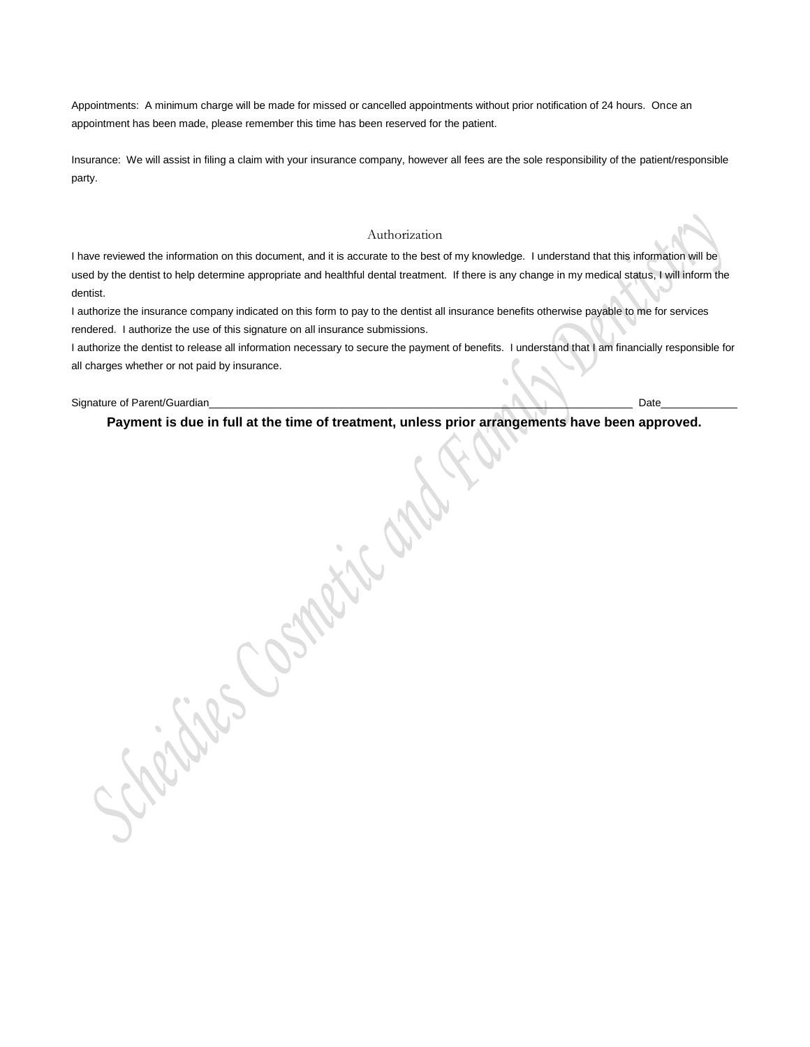Appointments: A minimum charge will be made for missed or cancelled appointments without prior notification of 24 hours. Once an appointment has been made, please remember this time has been reserved for the patient.

Insurance: We will assist in filing a claim with your insurance company, however all fees are the sole responsibility of the patient/responsible party.

## Authorization

I have reviewed the information on this document, and it is accurate to the best of my knowledge. I understand that this information will be used by the dentist to help determine appropriate and healthful dental treatment. If there is any change in my medical status, I will inform the dentist.

I authorize the insurance company indicated on this form to pay to the dentist all insurance benefits otherwise payable to me for services rendered. I authorize the use of this signature on all insurance submissions.

I authorize the dentist to release all information necessary to secure the payment of benefits. I understand that I am financially responsible for all charges whether or not paid by insurance.

Signature of Parent/Guardian_________________________________________________________________________ Date_____________

**Payment is due in full at the time of treatment, unless prior arrangements have been approved.**